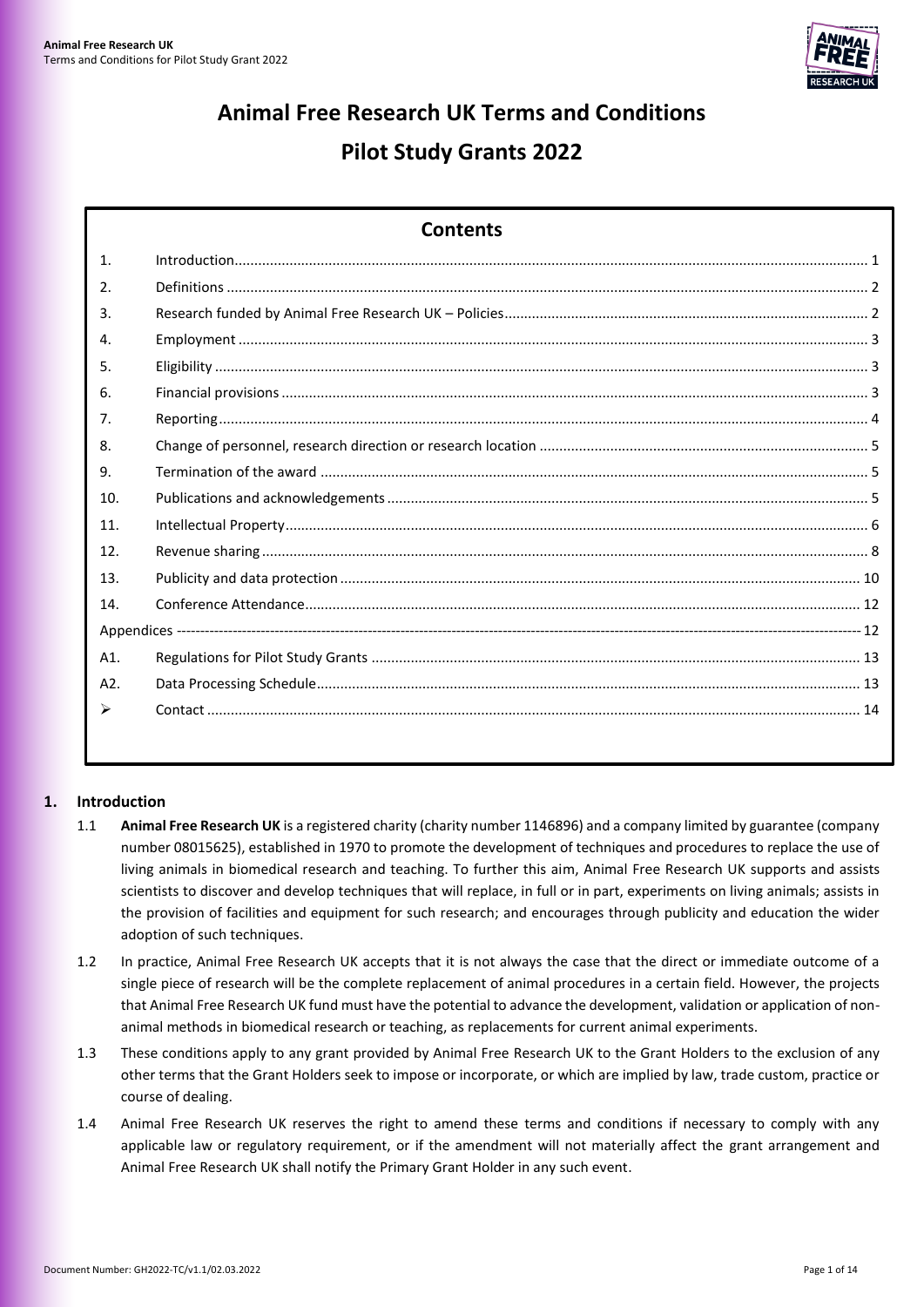# Animal Free Research UK Terms and Conditions

# Pilot Study Grants 2022

## Contents

| | | |
|---|---|---|
| 1. | Introduction | 1 |
| 2. | Definitions | 2 |
| 3. | Research funded by Animal Free Research UK – Policies | 2 |
| 4. | Employment | 3 |
| 5. | Eligibility | 3 |
| 6. | Financial provisions | 3 |
| 7. | Reporting | 4 |
| 8. | Change of personnel, research direction or research location | 5 |
| 9. | Termination of the award | 5 |
| 10. | Publications and acknowledgements | 5 |
| 11. | Intellectual Property | 6 |
| 12. | Revenue sharing | 8 |
| 13. | Publicity and data protection | 10 |
| 14. | Conference Attendance | 12 |
| Appendices | | 12 |
| A1. | Regulations for Pilot Study Grants | 13 |
| A2. | Data Processing Schedule | 13 |
| ➢ | Contact | 14 |

## 1. Introduction

1.1 **Animal Free Research UK** is a registered charity (charity number 1146896) and a company limited by guarantee (company number 08015625), established in 1970 to promote the development of techniques and procedures to replace the use of living animals in biomedical research and teaching. To further this aim, Animal Free Research UK supports and assists scientists to discover and develop techniques that will replace, in full or in part, experiments on living animals; assists in the provision of facilities and equipment for such research; and encourages through publicity and education the wider adoption of such techniques.

1.2 In practice, Animal Free Research UK accepts that it is not always the case that the direct or immediate outcome of a single piece of research will be the complete replacement of animal procedures in a certain field. However, the projects that Animal Free Research UK fund must have the potential to advance the development, validation or application of non-animal methods in biomedical research or teaching, as replacements for current animal experiments.

1.3 These conditions apply to any grant provided by Animal Free Research UK to the Grant Holders to the exclusion of any other terms that the Grant Holders seek to impose or incorporate, or which are implied by law, trade custom, practice or course of dealing.

1.4 Animal Free Research UK reserves the right to amend these terms and conditions if necessary to comply with any applicable law or regulatory requirement, or if the amendment will not materially affect the grant arrangement and Animal Free Research UK shall notify the Primary Grant Holder in any such event.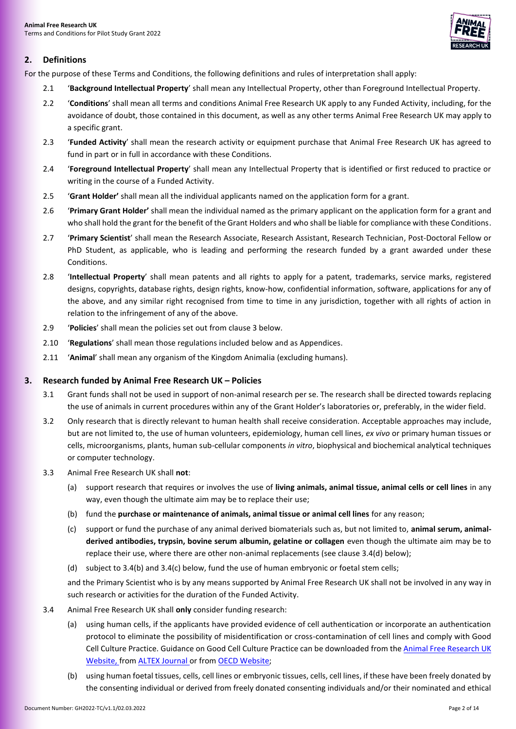## 2. Definitions

For the purpose of these Terms and Conditions, the following definitions and rules of interpretation shall apply:

2.1 '**Background Intellectual Property**' shall mean any Intellectual Property, other than Foreground Intellectual Property.

2.2 '**Conditions**' shall mean all terms and conditions Animal Free Research UK apply to any Funded Activity, including, for the avoidance of doubt, those contained in this document, as well as any other terms Animal Free Research UK may apply to a specific grant.

2.3 '**Funded Activity**' shall mean the research activity or equipment purchase that Animal Free Research UK has agreed to fund in part or in full in accordance with these Conditions.

2.4 '**Foreground Intellectual Property**' shall mean any Intellectual Property that is identified or first reduced to practice or writing in the course of a Funded Activity.

2.5 '**Grant Holder'** shall mean all the individual applicants named on the application form for a grant.

2.6 '**Primary Grant Holder'** shall mean the individual named as the primary applicant on the application form for a grant and who shall hold the grant for the benefit of the Grant Holders and who shall be liable for compliance with these Conditions.

2.7 '**Primary Scientist**' shall mean the Research Associate, Research Assistant, Research Technician, Post-Doctoral Fellow or PhD Student, as applicable, who is leading and performing the research funded by a grant awarded under these Conditions.

2.8 '**Intellectual Property**' shall mean patents and all rights to apply for a patent, trademarks, service marks, registered designs, copyrights, database rights, design rights, know-how, confidential information, software, applications for any of the above, and any similar right recognised from time to time in any jurisdiction, together with all rights of action in relation to the infringement of any of the above.

2.9 '**Policies**' shall mean the policies set out from clause 3 below.

2.10 '**Regulations**' shall mean those regulations included below and as Appendices.

2.11 '**Animal**' shall mean any organism of the Kingdom Animalia (excluding humans).

## 3. Research funded by Animal Free Research UK – Policies

3.1 Grant funds shall not be used in support of non-animal research per se. The research shall be directed towards replacing the use of animals in current procedures within any of the Grant Holder's laboratories or, preferably, in the wider field.

3.2 Only research that is directly relevant to human health shall receive consideration. Acceptable approaches may include, but are not limited to, the use of human volunteers, epidemiology, human cell lines, *ex vivo* or primary human tissues or cells, microorganisms, plants, human sub-cellular components *in vitro*, biophysical and biochemical analytical techniques or computer technology.

3.3 Animal Free Research UK shall **not**:

(a) support research that requires or involves the use of **living animals, animal tissue, animal cells or cell lines** in any way, even though the ultimate aim may be to replace their use;

(b) fund the **purchase or maintenance of animals, animal tissue or animal cell lines** for any reason;

(c) support or fund the purchase of any animal derived biomaterials such as, but not limited to, **animal serum, animal-derived antibodies, trypsin, bovine serum albumin, gelatine or collagen** even though the ultimate aim may be to replace their use, where there are other non-animal replacements (see clause 3.4(d) below);

(d) subject to 3.4(b) and 3.4(c) below, fund the use of human embryonic or foetal stem cells;

and the Primary Scientist who is by any means supported by Animal Free Research UK shall not be involved in any way in such research or activities for the duration of the Funded Activity.

3.4 Animal Free Research UK shall **only** consider funding research:

(a) using human cells, if the applicants have provided evidence of cell authentication or incorporate an authentication protocol to eliminate the possibility of misidentification or cross-contamination of cell lines and comply with Good Cell Culture Practice. Guidance on Good Cell Culture Practice can be downloaded from the Animal Free Research UK Website, from ALTEX Journal or from OECD Website;

(b) using human foetal tissues, cells, cell lines or embryonic tissues, cells, cell lines, if these have been freely donated by the consenting individual or derived from freely donated consenting individuals and/or their nominated and ethical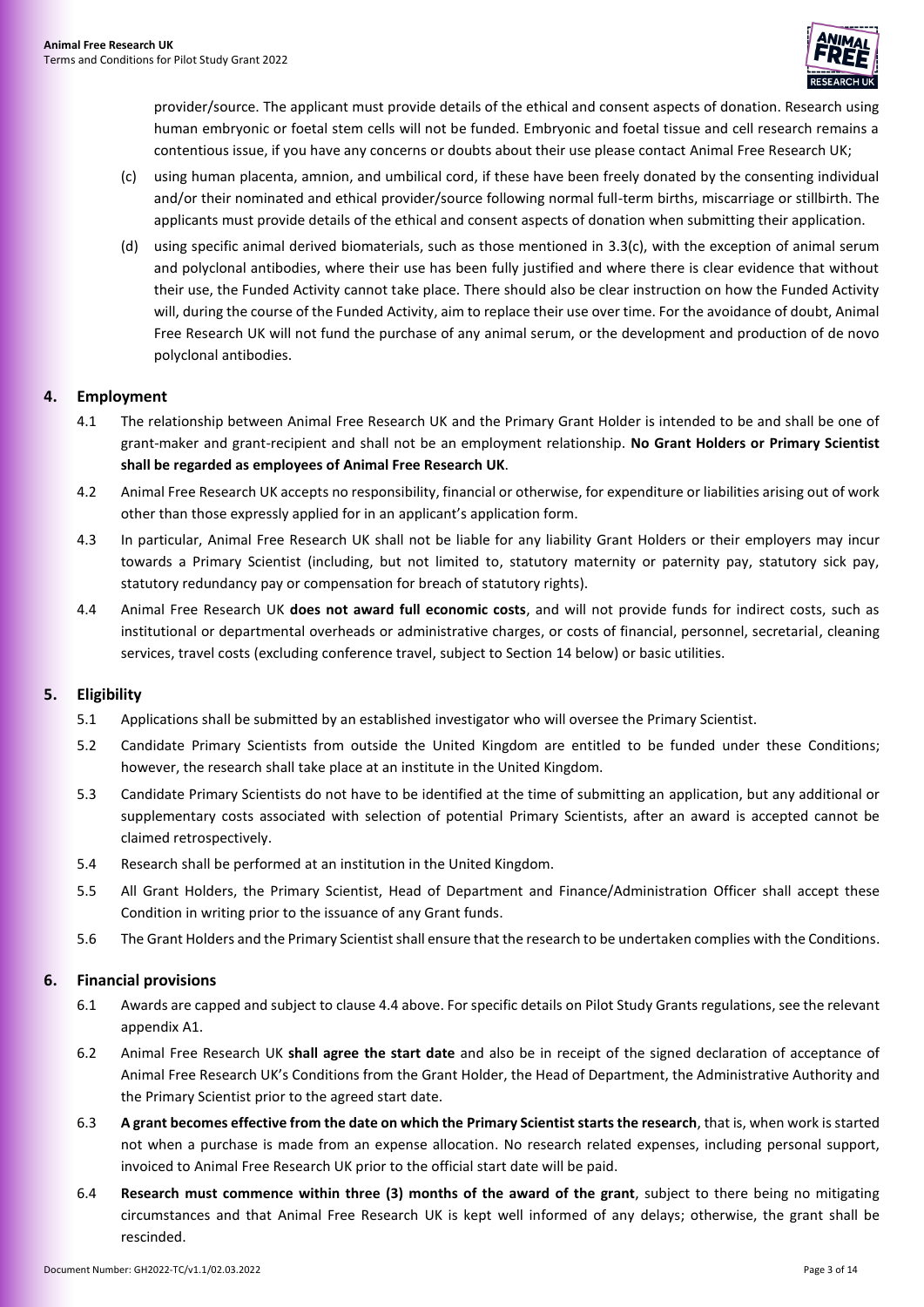provider/source. The applicant must provide details of the ethical and consent aspects of donation. Research using human embryonic or foetal stem cells will not be funded. Embryonic and foetal tissue and cell research remains a contentious issue, if you have any concerns or doubts about their use please contact Animal Free Research UK;

(c) using human placenta, amnion, and umbilical cord, if these have been freely donated by the consenting individual and/or their nominated and ethical provider/source following normal full-term births, miscarriage or stillbirth. The applicants must provide details of the ethical and consent aspects of donation when submitting their application.

(d) using specific animal derived biomaterials, such as those mentioned in 3.3(c), with the exception of animal serum and polyclonal antibodies, where their use has been fully justified and where there is clear evidence that without their use, the Funded Activity cannot take place. There should also be clear instruction on how the Funded Activity will, during the course of the Funded Activity, aim to replace their use over time. For the avoidance of doubt, Animal Free Research UK will not fund the purchase of any animal serum, or the development and production of de novo polyclonal antibodies.

## 4. Employment

4.1 The relationship between Animal Free Research UK and the Primary Grant Holder is intended to be and shall be one of grant-maker and grant-recipient and shall not be an employment relationship. **No Grant Holders or Primary Scientist shall be regarded as employees of Animal Free Research UK**.

4.2 Animal Free Research UK accepts no responsibility, financial or otherwise, for expenditure or liabilities arising out of work other than those expressly applied for in an applicant's application form.

4.3 In particular, Animal Free Research UK shall not be liable for any liability Grant Holders or their employers may incur towards a Primary Scientist (including, but not limited to, statutory maternity or paternity pay, statutory sick pay, statutory redundancy pay or compensation for breach of statutory rights).

4.4 Animal Free Research UK **does not award full economic costs**, and will not provide funds for indirect costs, such as institutional or departmental overheads or administrative charges, or costs of financial, personnel, secretarial, cleaning services, travel costs (excluding conference travel, subject to Section 14 below) or basic utilities.

## 5. Eligibility

5.1 Applications shall be submitted by an established investigator who will oversee the Primary Scientist.

5.2 Candidate Primary Scientists from outside the United Kingdom are entitled to be funded under these Conditions; however, the research shall take place at an institute in the United Kingdom.

5.3 Candidate Primary Scientists do not have to be identified at the time of submitting an application, but any additional or supplementary costs associated with selection of potential Primary Scientists, after an award is accepted cannot be claimed retrospectively.

5.4 Research shall be performed at an institution in the United Kingdom.

5.5 All Grant Holders, the Primary Scientist, Head of Department and Finance/Administration Officer shall accept these Condition in writing prior to the issuance of any Grant funds.

5.6 The Grant Holders and the Primary Scientist shall ensure that the research to be undertaken complies with the Conditions.

## 6. Financial provisions

6.1 Awards are capped and subject to clause 4.4 above. For specific details on Pilot Study Grants regulations, see the relevant appendix A1.

6.2 Animal Free Research UK **shall agree the start date** and also be in receipt of the signed declaration of acceptance of Animal Free Research UK's Conditions from the Grant Holder, the Head of Department, the Administrative Authority and the Primary Scientist prior to the agreed start date.

6.3 **A grant becomes effective from the date on which the Primary Scientist starts the research**, that is, when work is started not when a purchase is made from an expense allocation. No research related expenses, including personal support, invoiced to Animal Free Research UK prior to the official start date will be paid.

6.4 **Research must commence within three (3) months of the award of the grant**, subject to there being no mitigating circumstances and that Animal Free Research UK is kept well informed of any delays; otherwise, the grant shall be rescinded.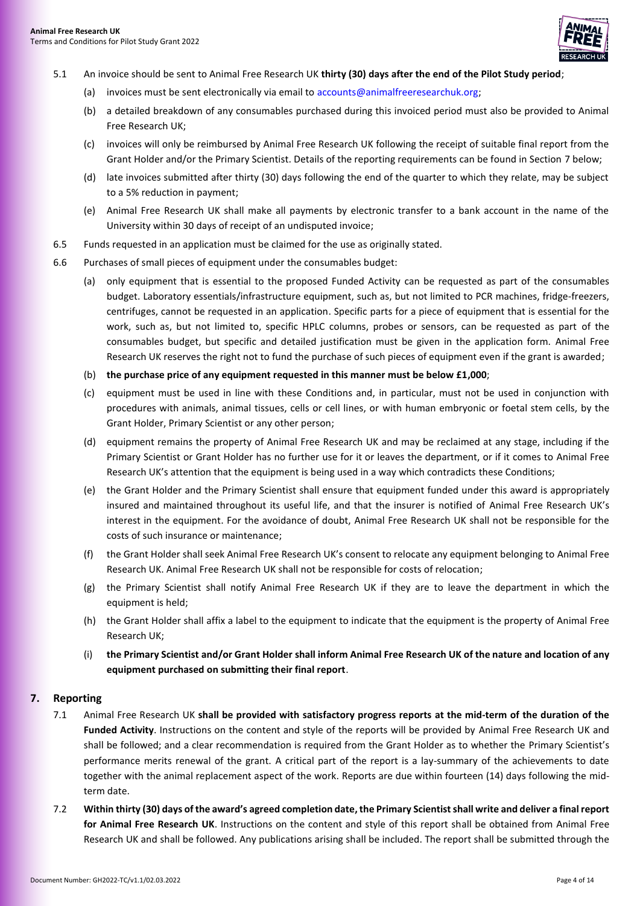5.1 An invoice should be sent to Animal Free Research UK **thirty (30) days after the end of the Pilot Study period**;

(a) invoices must be sent electronically via email to accounts@animalfreeresearchuk.org;

(b) a detailed breakdown of any consumables purchased during this invoiced period must also be provided to Animal Free Research UK;

(c) invoices will only be reimbursed by Animal Free Research UK following the receipt of suitable final report from the Grant Holder and/or the Primary Scientist. Details of the reporting requirements can be found in Section 7 below;

(d) late invoices submitted after thirty (30) days following the end of the quarter to which they relate, may be subject to a 5% reduction in payment;

(e) Animal Free Research UK shall make all payments by electronic transfer to a bank account in the name of the University within 30 days of receipt of an undisputed invoice;

6.5 Funds requested in an application must be claimed for the use as originally stated.

6.6 Purchases of small pieces of equipment under the consumables budget:

(a) only equipment that is essential to the proposed Funded Activity can be requested as part of the consumables budget. Laboratory essentials/infrastructure equipment, such as, but not limited to PCR machines, fridge-freezers, centrifuges, cannot be requested in an application. Specific parts for a piece of equipment that is essential for the work, such as, but not limited to, specific HPLC columns, probes or sensors, can be requested as part of the consumables budget, but specific and detailed justification must be given in the application form. Animal Free Research UK reserves the right not to fund the purchase of such pieces of equipment even if the grant is awarded;

(b) **the purchase price of any equipment requested in this manner must be below £1,000**;

(c) equipment must be used in line with these Conditions and, in particular, must not be used in conjunction with procedures with animals, animal tissues, cells or cell lines, or with human embryonic or foetal stem cells, by the Grant Holder, Primary Scientist or any other person;

(d) equipment remains the property of Animal Free Research UK and may be reclaimed at any stage, including if the Primary Scientist or Grant Holder has no further use for it or leaves the department, or if it comes to Animal Free Research UK's attention that the equipment is being used in a way which contradicts these Conditions;

(e) the Grant Holder and the Primary Scientist shall ensure that equipment funded under this award is appropriately insured and maintained throughout its useful life, and that the insurer is notified of Animal Free Research UK's interest in the equipment. For the avoidance of doubt, Animal Free Research UK shall not be responsible for the costs of such insurance or maintenance;

(f) the Grant Holder shall seek Animal Free Research UK's consent to relocate any equipment belonging to Animal Free Research UK. Animal Free Research UK shall not be responsible for costs of relocation;

(g) the Primary Scientist shall notify Animal Free Research UK if they are to leave the department in which the equipment is held;

(h) the Grant Holder shall affix a label to the equipment to indicate that the equipment is the property of Animal Free Research UK;

(i) **the Primary Scientist and/or Grant Holder shall inform Animal Free Research UK of the nature and location of any equipment purchased on submitting their final report**.

## 7. Reporting

7.1 Animal Free Research UK **shall be provided with satisfactory progress reports at the mid-term of the duration of the Funded Activity**. Instructions on the content and style of the reports will be provided by Animal Free Research UK and shall be followed; and a clear recommendation is required from the Grant Holder as to whether the Primary Scientist's performance merits renewal of the grant. A critical part of the report is a lay-summary of the achievements to date together with the animal replacement aspect of the work. Reports are due within fourteen (14) days following the mid-term date.

7.2 **Within thirty (30) days of the award's agreed completion date, the Primary Scientist shall write and deliver a final report for Animal Free Research UK**. Instructions on the content and style of this report shall be obtained from Animal Free Research UK and shall be followed. Any publications arising shall be included. The report shall be submitted through the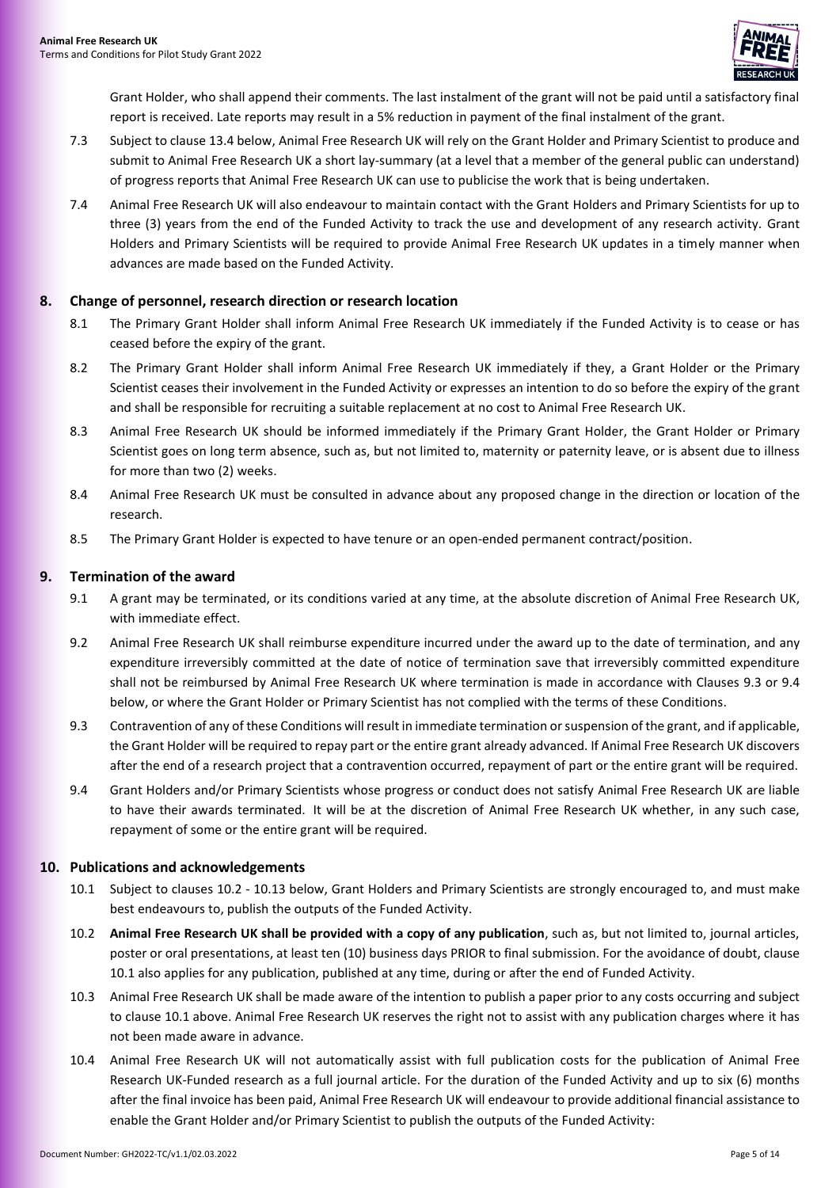Grant Holder, who shall append their comments. The last instalment of the grant will not be paid until a satisfactory final report is received. Late reports may result in a 5% reduction in payment of the final instalment of the grant.

7.3 Subject to clause 13.4 below, Animal Free Research UK will rely on the Grant Holder and Primary Scientist to produce and submit to Animal Free Research UK a short lay-summary (at a level that a member of the general public can understand) of progress reports that Animal Free Research UK can use to publicise the work that is being undertaken.

7.4 Animal Free Research UK will also endeavour to maintain contact with the Grant Holders and Primary Scientists for up to three (3) years from the end of the Funded Activity to track the use and development of any research activity. Grant Holders and Primary Scientists will be required to provide Animal Free Research UK updates in a timely manner when advances are made based on the Funded Activity.

## 8. Change of personnel, research direction or research location

8.1 The Primary Grant Holder shall inform Animal Free Research UK immediately if the Funded Activity is to cease or has ceased before the expiry of the grant.

8.2 The Primary Grant Holder shall inform Animal Free Research UK immediately if they, a Grant Holder or the Primary Scientist ceases their involvement in the Funded Activity or expresses an intention to do so before the expiry of the grant and shall be responsible for recruiting a suitable replacement at no cost to Animal Free Research UK.

8.3 Animal Free Research UK should be informed immediately if the Primary Grant Holder, the Grant Holder or Primary Scientist goes on long term absence, such as, but not limited to, maternity or paternity leave, or is absent due to illness for more than two (2) weeks.

8.4 Animal Free Research UK must be consulted in advance about any proposed change in the direction or location of the research.

8.5 The Primary Grant Holder is expected to have tenure or an open-ended permanent contract/position.

## 9. Termination of the award

9.1 A grant may be terminated, or its conditions varied at any time, at the absolute discretion of Animal Free Research UK, with immediate effect.

9.2 Animal Free Research UK shall reimburse expenditure incurred under the award up to the date of termination, and any expenditure irreversibly committed at the date of notice of termination save that irreversibly committed expenditure shall not be reimbursed by Animal Free Research UK where termination is made in accordance with Clauses 9.3 or 9.4 below, or where the Grant Holder or Primary Scientist has not complied with the terms of these Conditions.

9.3 Contravention of any of these Conditions will result in immediate termination or suspension of the grant, and if applicable, the Grant Holder will be required to repay part or the entire grant already advanced. If Animal Free Research UK discovers after the end of a research project that a contravention occurred, repayment of part or the entire grant will be required.

9.4 Grant Holders and/or Primary Scientists whose progress or conduct does not satisfy Animal Free Research UK are liable to have their awards terminated. It will be at the discretion of Animal Free Research UK whether, in any such case, repayment of some or the entire grant will be required.

## 10. Publications and acknowledgements

10.1 Subject to clauses 10.2 - 10.13 below, Grant Holders and Primary Scientists are strongly encouraged to, and must make best endeavours to, publish the outputs of the Funded Activity.

10.2 **Animal Free Research UK shall be provided with a copy of any publication**, such as, but not limited to, journal articles, poster or oral presentations, at least ten (10) business days PRIOR to final submission. For the avoidance of doubt, clause 10.1 also applies for any publication, published at any time, during or after the end of Funded Activity.

10.3 Animal Free Research UK shall be made aware of the intention to publish a paper prior to any costs occurring and subject to clause 10.1 above. Animal Free Research UK reserves the right not to assist with any publication charges where it has not been made aware in advance.

10.4 Animal Free Research UK will not automatically assist with full publication costs for the publication of Animal Free Research UK-Funded research as a full journal article. For the duration of the Funded Activity and up to six (6) months after the final invoice has been paid, Animal Free Research UK will endeavour to provide additional financial assistance to enable the Grant Holder and/or Primary Scientist to publish the outputs of the Funded Activity: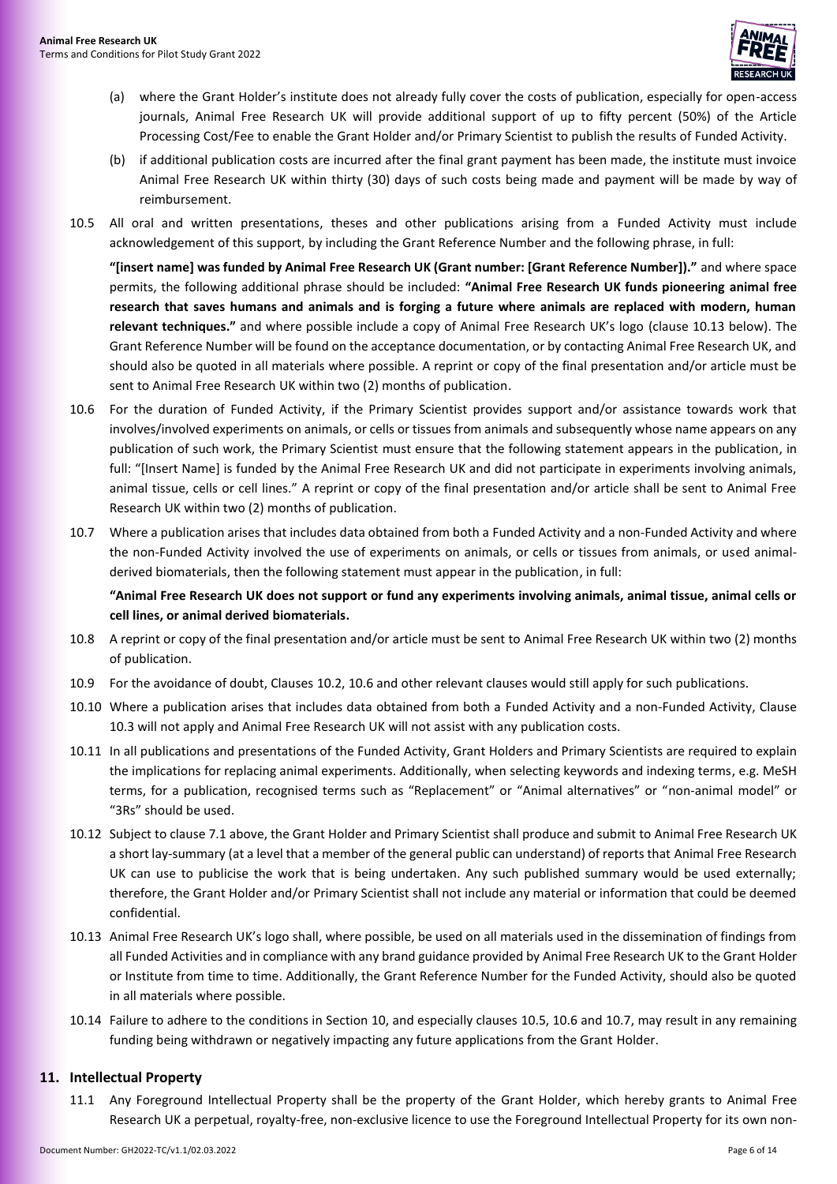(a) where the Grant Holder's institute does not already fully cover the costs of publication, especially for open-access journals, Animal Free Research UK will provide additional support of up to fifty percent (50%) of the Article Processing Cost/Fee to enable the Grant Holder and/or Primary Scientist to publish the results of Funded Activity.

(b) if additional publication costs are incurred after the final grant payment has been made, the institute must invoice Animal Free Research UK within thirty (30) days of such costs being made and payment will be made by way of reimbursement.

10.5 All oral and written presentations, theses and other publications arising from a Funded Activity must include acknowledgement of this support, by including the Grant Reference Number and the following phrase, in full:

**"[insert name] was funded by Animal Free Research UK (Grant number: [Grant Reference Number])."** and where space permits, the following additional phrase should be included: **"Animal Free Research UK funds pioneering animal free research that saves humans and animals and is forging a future where animals are replaced with modern, human relevant techniques."** and where possible include a copy of Animal Free Research UK's logo (clause 10.13 below). The Grant Reference Number will be found on the acceptance documentation, or by contacting Animal Free Research UK, and should also be quoted in all materials where possible. A reprint or copy of the final presentation and/or article must be sent to Animal Free Research UK within two (2) months of publication.

10.6 For the duration of Funded Activity, if the Primary Scientist provides support and/or assistance towards work that involves/involved experiments on animals, or cells or tissues from animals and subsequently whose name appears on any publication of such work, the Primary Scientist must ensure that the following statement appears in the publication, in full: "[Insert Name] is funded by the Animal Free Research UK and did not participate in experiments involving animals, animal tissue, cells or cell lines." A reprint or copy of the final presentation and/or article shall be sent to Animal Free Research UK within two (2) months of publication.

10.7 Where a publication arises that includes data obtained from both a Funded Activity and a non-Funded Activity and where the non-Funded Activity involved the use of experiments on animals, or cells or tissues from animals, or used animal-derived biomaterials, then the following statement must appear in the publication, in full:

**"Animal Free Research UK does not support or fund any experiments involving animals, animal tissue, animal cells or cell lines, or animal derived biomaterials.**

10.8 A reprint or copy of the final presentation and/or article must be sent to Animal Free Research UK within two (2) months of publication.

10.9 For the avoidance of doubt, Clauses 10.2, 10.6 and other relevant clauses would still apply for such publications.

10.10 Where a publication arises that includes data obtained from both a Funded Activity and a non-Funded Activity, Clause 10.3 will not apply and Animal Free Research UK will not assist with any publication costs.

10.11 In all publications and presentations of the Funded Activity, Grant Holders and Primary Scientists are required to explain the implications for replacing animal experiments. Additionally, when selecting keywords and indexing terms, e.g. MeSH terms, for a publication, recognised terms such as "Replacement" or "Animal alternatives" or "non-animal model" or "3Rs" should be used.

10.12 Subject to clause 7.1 above, the Grant Holder and Primary Scientist shall produce and submit to Animal Free Research UK a short lay-summary (at a level that a member of the general public can understand) of reports that Animal Free Research UK can use to publicise the work that is being undertaken. Any such published summary would be used externally; therefore, the Grant Holder and/or Primary Scientist shall not include any material or information that could be deemed confidential.

10.13 Animal Free Research UK's logo shall, where possible, be used on all materials used in the dissemination of findings from all Funded Activities and in compliance with any brand guidance provided by Animal Free Research UK to the Grant Holder or Institute from time to time. Additionally, the Grant Reference Number for the Funded Activity, should also be quoted in all materials where possible.

10.14 Failure to adhere to the conditions in Section 10, and especially clauses 10.5, 10.6 and 10.7, may result in any remaining funding being withdrawn or negatively impacting any future applications from the Grant Holder.

## 11. Intellectual Property

11.1 Any Foreground Intellectual Property shall be the property of the Grant Holder, which hereby grants to Animal Free Research UK a perpetual, royalty-free, non-exclusive licence to use the Foreground Intellectual Property for its own non-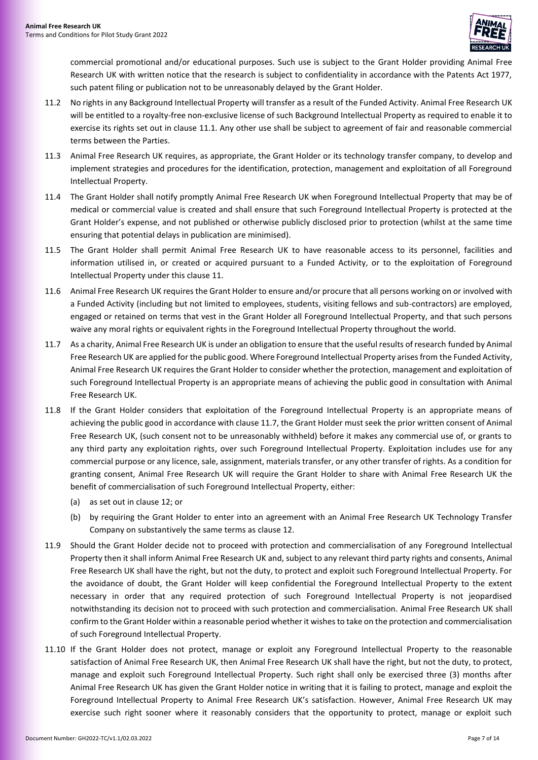commercial promotional and/or educational purposes. Such use is subject to the Grant Holder providing Animal Free Research UK with written notice that the research is subject to confidentiality in accordance with the Patents Act 1977, such patent filing or publication not to be unreasonably delayed by the Grant Holder.

11.2 No rights in any Background Intellectual Property will transfer as a result of the Funded Activity. Animal Free Research UK will be entitled to a royalty-free non-exclusive license of such Background Intellectual Property as required to enable it to exercise its rights set out in clause 11.1. Any other use shall be subject to agreement of fair and reasonable commercial terms between the Parties.

11.3 Animal Free Research UK requires, as appropriate, the Grant Holder or its technology transfer company, to develop and implement strategies and procedures for the identification, protection, management and exploitation of all Foreground Intellectual Property.

11.4 The Grant Holder shall notify promptly Animal Free Research UK when Foreground Intellectual Property that may be of medical or commercial value is created and shall ensure that such Foreground Intellectual Property is protected at the Grant Holder's expense, and not published or otherwise publicly disclosed prior to protection (whilst at the same time ensuring that potential delays in publication are minimised).

11.5 The Grant Holder shall permit Animal Free Research UK to have reasonable access to its personnel, facilities and information utilised in, or created or acquired pursuant to a Funded Activity, or to the exploitation of Foreground Intellectual Property under this clause 11.

11.6 Animal Free Research UK requires the Grant Holder to ensure and/or procure that all persons working on or involved with a Funded Activity (including but not limited to employees, students, visiting fellows and sub-contractors) are employed, engaged or retained on terms that vest in the Grant Holder all Foreground Intellectual Property, and that such persons waive any moral rights or equivalent rights in the Foreground Intellectual Property throughout the world.

11.7 As a charity, Animal Free Research UK is under an obligation to ensure that the useful results of research funded by Animal Free Research UK are applied for the public good. Where Foreground Intellectual Property arises from the Funded Activity, Animal Free Research UK requires the Grant Holder to consider whether the protection, management and exploitation of such Foreground Intellectual Property is an appropriate means of achieving the public good in consultation with Animal Free Research UK.

11.8 If the Grant Holder considers that exploitation of the Foreground Intellectual Property is an appropriate means of achieving the public good in accordance with clause 11.7, the Grant Holder must seek the prior written consent of Animal Free Research UK, (such consent not to be unreasonably withheld) before it makes any commercial use of, or grants to any third party any exploitation rights, over such Foreground Intellectual Property. Exploitation includes use for any commercial purpose or any licence, sale, assignment, materials transfer, or any other transfer of rights. As a condition for granting consent, Animal Free Research UK will require the Grant Holder to share with Animal Free Research UK the benefit of commercialisation of such Foreground Intellectual Property, either:

(a) as set out in clause 12; or

(b) by requiring the Grant Holder to enter into an agreement with an Animal Free Research UK Technology Transfer Company on substantively the same terms as clause 12.

11.9 Should the Grant Holder decide not to proceed with protection and commercialisation of any Foreground Intellectual Property then it shall inform Animal Free Research UK and, subject to any relevant third party rights and consents, Animal Free Research UK shall have the right, but not the duty, to protect and exploit such Foreground Intellectual Property. For the avoidance of doubt, the Grant Holder will keep confidential the Foreground Intellectual Property to the extent necessary in order that any required protection of such Foreground Intellectual Property is not jeopardised notwithstanding its decision not to proceed with such protection and commercialisation. Animal Free Research UK shall confirm to the Grant Holder within a reasonable period whether it wishes to take on the protection and commercialisation of such Foreground Intellectual Property.

11.10 If the Grant Holder does not protect, manage or exploit any Foreground Intellectual Property to the reasonable satisfaction of Animal Free Research UK, then Animal Free Research UK shall have the right, but not the duty, to protect, manage and exploit such Foreground Intellectual Property. Such right shall only be exercised three (3) months after Animal Free Research UK has given the Grant Holder notice in writing that it is failing to protect, manage and exploit the Foreground Intellectual Property to Animal Free Research UK's satisfaction. However, Animal Free Research UK may exercise such right sooner where it reasonably considers that the opportunity to protect, manage or exploit such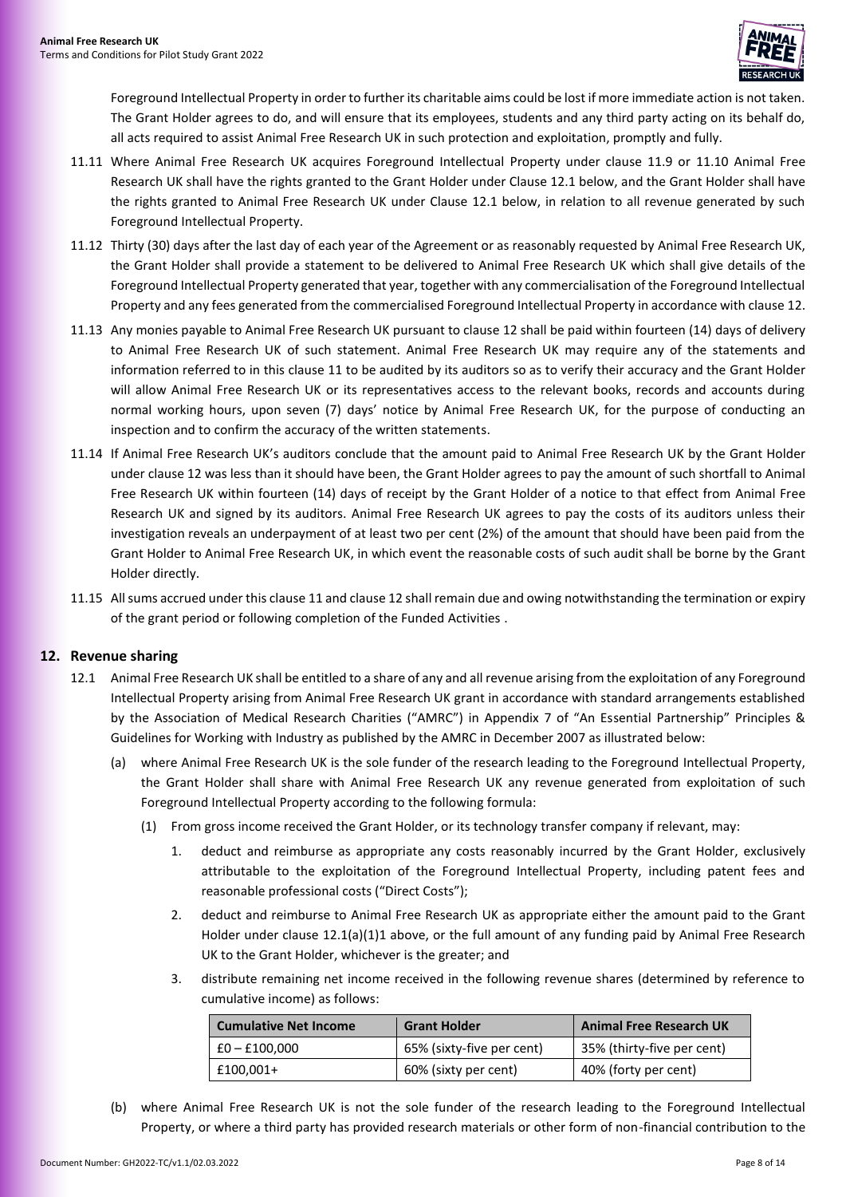Foreground Intellectual Property in order to further its charitable aims could be lost if more immediate action is not taken. The Grant Holder agrees to do, and will ensure that its employees, students and any third party acting on its behalf do, all acts required to assist Animal Free Research UK in such protection and exploitation, promptly and fully.

11.11 Where Animal Free Research UK acquires Foreground Intellectual Property under clause 11.9 or 11.10 Animal Free Research UK shall have the rights granted to the Grant Holder under Clause 12.1 below, and the Grant Holder shall have the rights granted to Animal Free Research UK under Clause 12.1 below, in relation to all revenue generated by such Foreground Intellectual Property.

11.12 Thirty (30) days after the last day of each year of the Agreement or as reasonably requested by Animal Free Research UK, the Grant Holder shall provide a statement to be delivered to Animal Free Research UK which shall give details of the Foreground Intellectual Property generated that year, together with any commercialisation of the Foreground Intellectual Property and any fees generated from the commercialised Foreground Intellectual Property in accordance with clause 12.

11.13 Any monies payable to Animal Free Research UK pursuant to clause 12 shall be paid within fourteen (14) days of delivery to Animal Free Research UK of such statement. Animal Free Research UK may require any of the statements and information referred to in this clause 11 to be audited by its auditors so as to verify their accuracy and the Grant Holder will allow Animal Free Research UK or its representatives access to the relevant books, records and accounts during normal working hours, upon seven (7) days' notice by Animal Free Research UK, for the purpose of conducting an inspection and to confirm the accuracy of the written statements.

11.14 If Animal Free Research UK's auditors conclude that the amount paid to Animal Free Research UK by the Grant Holder under clause 12 was less than it should have been, the Grant Holder agrees to pay the amount of such shortfall to Animal Free Research UK within fourteen (14) days of receipt by the Grant Holder of a notice to that effect from Animal Free Research UK and signed by its auditors. Animal Free Research UK agrees to pay the costs of its auditors unless their investigation reveals an underpayment of at least two per cent (2%) of the amount that should have been paid from the Grant Holder to Animal Free Research UK, in which event the reasonable costs of such audit shall be borne by the Grant Holder directly.

11.15 All sums accrued under this clause 11 and clause 12 shall remain due and owing notwithstanding the termination or expiry of the grant period or following completion of the Funded Activities .

## 12. Revenue sharing

12.1 Animal Free Research UK shall be entitled to a share of any and all revenue arising from the exploitation of any Foreground Intellectual Property arising from Animal Free Research UK grant in accordance with standard arrangements established by the Association of Medical Research Charities ("AMRC") in Appendix 7 of "An Essential Partnership" Principles & Guidelines for Working with Industry as published by the AMRC in December 2007 as illustrated below:

(a) where Animal Free Research UK is the sole funder of the research leading to the Foreground Intellectual Property, the Grant Holder shall share with Animal Free Research UK any revenue generated from exploitation of such Foreground Intellectual Property according to the following formula:

(1) From gross income received the Grant Holder, or its technology transfer company if relevant, may:

1. deduct and reimburse as appropriate any costs reasonably incurred by the Grant Holder, exclusively attributable to the exploitation of the Foreground Intellectual Property, including patent fees and reasonable professional costs ("Direct Costs");

2. deduct and reimburse to Animal Free Research UK as appropriate either the amount paid to the Grant Holder under clause 12.1(a)(1)1 above, or the full amount of any funding paid by Animal Free Research UK to the Grant Holder, whichever is the greater; and

3. distribute remaining net income received in the following revenue shares (determined by reference to cumulative income) as follows:

| Cumulative Net Income | Grant Holder | Animal Free Research UK |
|---|---|---|
| £0 – £100,000 | 65% (sixty-five per cent) | 35% (thirty-five per cent) |
| £100,001+ | 60% (sixty per cent) | 40% (forty per cent) |

(b) where Animal Free Research UK is not the sole funder of the research leading to the Foreground Intellectual Property, or where a third party has provided research materials or other form of non-financial contribution to the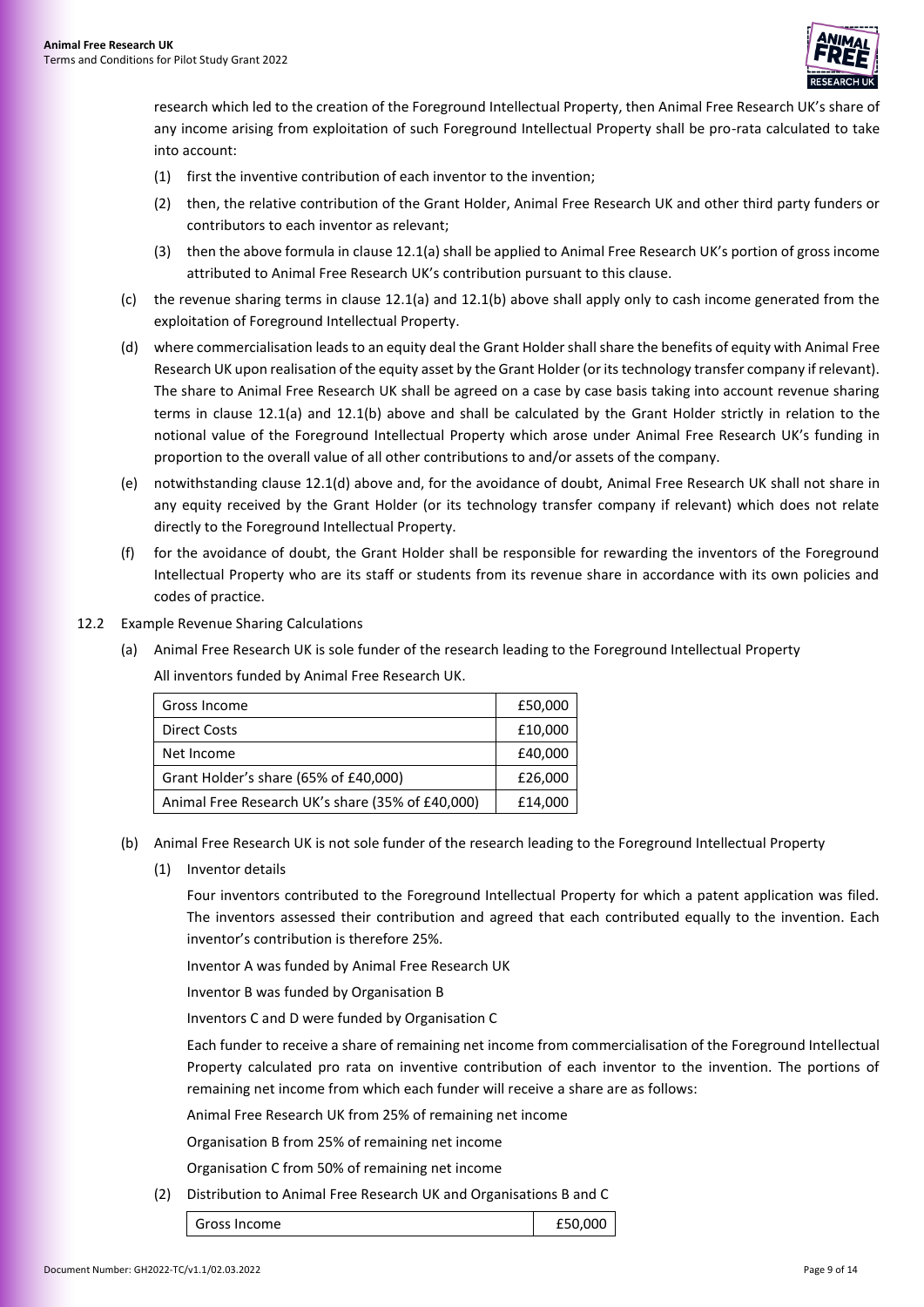research which led to the creation of the Foreground Intellectual Property, then Animal Free Research UK's share of any income arising from exploitation of such Foreground Intellectual Property shall be pro-rata calculated to take into account:

(1) first the inventive contribution of each inventor to the invention;

(2) then, the relative contribution of the Grant Holder, Animal Free Research UK and other third party funders or contributors to each inventor as relevant;

(3) then the above formula in clause 12.1(a) shall be applied to Animal Free Research UK's portion of gross income attributed to Animal Free Research UK's contribution pursuant to this clause.

(c) the revenue sharing terms in clause 12.1(a) and 12.1(b) above shall apply only to cash income generated from the exploitation of Foreground Intellectual Property.

(d) where commercialisation leads to an equity deal the Grant Holder shall share the benefits of equity with Animal Free Research UK upon realisation of the equity asset by the Grant Holder (or its technology transfer company if relevant). The share to Animal Free Research UK shall be agreed on a case by case basis taking into account revenue sharing terms in clause 12.1(a) and 12.1(b) above and shall be calculated by the Grant Holder strictly in relation to the notional value of the Foreground Intellectual Property which arose under Animal Free Research UK's funding in proportion to the overall value of all other contributions to and/or assets of the company.

(e) notwithstanding clause 12.1(d) above and, for the avoidance of doubt, Animal Free Research UK shall not share in any equity received by the Grant Holder (or its technology transfer company if relevant) which does not relate directly to the Foreground Intellectual Property.

(f) for the avoidance of doubt, the Grant Holder shall be responsible for rewarding the inventors of the Foreground Intellectual Property who are its staff or students from its revenue share in accordance with its own policies and codes of practice.

12.2 Example Revenue Sharing Calculations

(a) Animal Free Research UK is sole funder of the research leading to the Foreground Intellectual Property

All inventors funded by Animal Free Research UK.

| Gross Income | £50,000 |
|---|---|
| Direct Costs | £10,000 |
| Net Income | £40,000 |
| Grant Holder's share (65% of £40,000) | £26,000 |
| Animal Free Research UK's share (35% of £40,000) | £14,000 |

(b) Animal Free Research UK is not sole funder of the research leading to the Foreground Intellectual Property

(1) Inventor details

Four inventors contributed to the Foreground Intellectual Property for which a patent application was filed. The inventors assessed their contribution and agreed that each contributed equally to the invention. Each inventor's contribution is therefore 25%.

Inventor A was funded by Animal Free Research UK

Inventor B was funded by Organisation B

Inventors C and D were funded by Organisation C

Each funder to receive a share of remaining net income from commercialisation of the Foreground Intellectual Property calculated pro rata on inventive contribution of each inventor to the invention. The portions of remaining net income from which each funder will receive a share are as follows:

Animal Free Research UK from 25% of remaining net income

Organisation B from 25% of remaining net income

Organisation C from 50% of remaining net income

(2) Distribution to Animal Free Research UK and Organisations B and C

| Gross Income | £50,000 |
|---|---|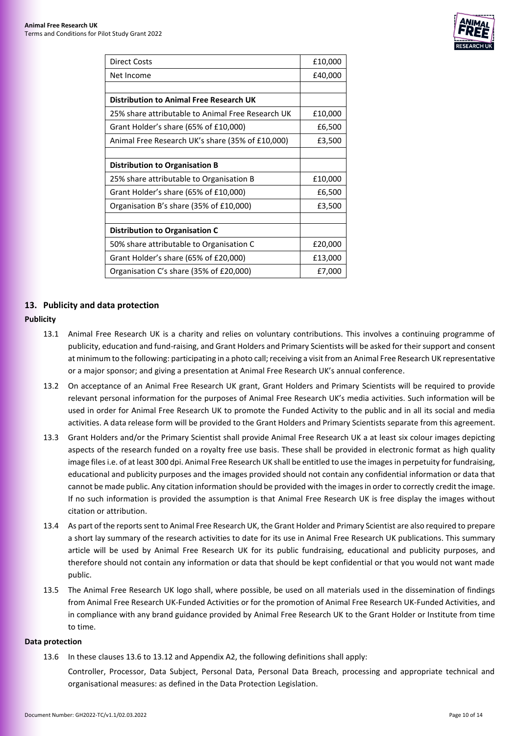| Direct Costs | £10,000 |
| --- | --- |
| Net Income | £40,000 |
| | |
| **Distribution to Animal Free Research UK** | |
| 25% share attributable to Animal Free Research UK | £10,000 |
| Grant Holder's share (65% of £10,000) | £6,500 |
| Animal Free Research UK's share (35% of £10,000) | £3,500 |
| | |
| **Distribution to Organisation B** | |
| 25% share attributable to Organisation B | £10,000 |
| Grant Holder's share (65% of £10,000) | £6,500 |
| Organisation B's share (35% of £10,000) | £3,500 |
| | |
| **Distribution to Organisation C** | |
| 50% share attributable to Organisation C | £20,000 |
| Grant Holder's share (65% of £20,000) | £13,000 |
| Organisation C's share (35% of £20,000) | £7,000 |

## 13. Publicity and data protection

**Publicity**

13.1 Animal Free Research UK is a charity and relies on voluntary contributions. This involves a continuing programme of publicity, education and fund-raising, and Grant Holders and Primary Scientists will be asked for their support and consent at minimum to the following: participating in a photo call; receiving a visit from an Animal Free Research UK representative or a major sponsor; and giving a presentation at Animal Free Research UK's annual conference.

13.2 On acceptance of an Animal Free Research UK grant, Grant Holders and Primary Scientists will be required to provide relevant personal information for the purposes of Animal Free Research UK's media activities. Such information will be used in order for Animal Free Research UK to promote the Funded Activity to the public and in all its social and media activities. A data release form will be provided to the Grant Holders and Primary Scientists separate from this agreement.

13.3 Grant Holders and/or the Primary Scientist shall provide Animal Free Research UK a at least six colour images depicting aspects of the research funded on a royalty free use basis. These shall be provided in electronic format as high quality image files i.e. of at least 300 dpi. Animal Free Research UK shall be entitled to use the images in perpetuity for fundraising, educational and publicity purposes and the images provided should not contain any confidential information or data that cannot be made public. Any citation information should be provided with the images in order to correctly credit the image. If no such information is provided the assumption is that Animal Free Research UK is free display the images without citation or attribution.

13.4 As part of the reports sent to Animal Free Research UK, the Grant Holder and Primary Scientist are also required to prepare a short lay summary of the research activities to date for its use in Animal Free Research UK publications. This summary article will be used by Animal Free Research UK for its public fundraising, educational and publicity purposes, and therefore should not contain any information or data that should be kept confidential or that you would not want made public.

13.5 The Animal Free Research UK logo shall, where possible, be used on all materials used in the dissemination of findings from Animal Free Research UK-Funded Activities or for the promotion of Animal Free Research UK-Funded Activities, and in compliance with any brand guidance provided by Animal Free Research UK to the Grant Holder or Institute from time to time.

**Data protection**

13.6 In these clauses 13.6 to 13.12 and Appendix A2, the following definitions shall apply:

Controller, Processor, Data Subject, Personal Data, Personal Data Breach, processing and appropriate technical and organisational measures: as defined in the Data Protection Legislation.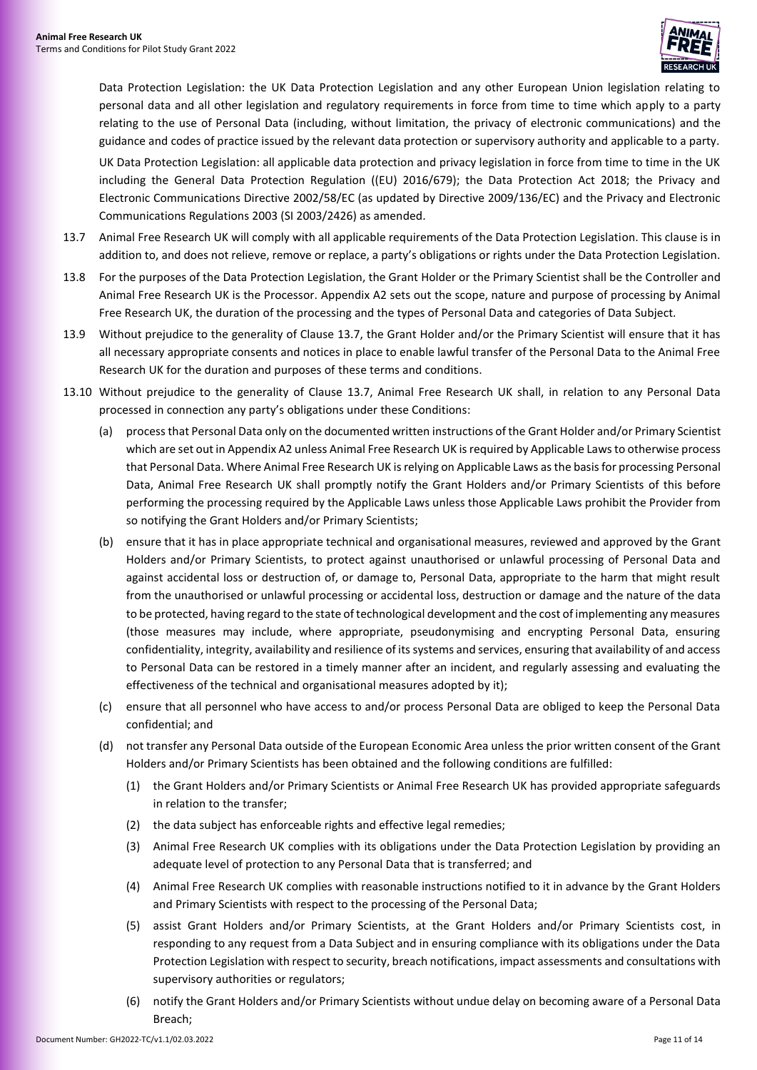Data Protection Legislation: the UK Data Protection Legislation and any other European Union legislation relating to personal data and all other legislation and regulatory requirements in force from time to time which apply to a party relating to the use of Personal Data (including, without limitation, the privacy of electronic communications) and the guidance and codes of practice issued by the relevant data protection or supervisory authority and applicable to a party.

UK Data Protection Legislation: all applicable data protection and privacy legislation in force from time to time in the UK including the General Data Protection Regulation ((EU) 2016/679); the Data Protection Act 2018; the Privacy and Electronic Communications Directive 2002/58/EC (as updated by Directive 2009/136/EC) and the Privacy and Electronic Communications Regulations 2003 (SI 2003/2426) as amended.

13.7 Animal Free Research UK will comply with all applicable requirements of the Data Protection Legislation. This clause is in addition to, and does not relieve, remove or replace, a party's obligations or rights under the Data Protection Legislation.

13.8 For the purposes of the Data Protection Legislation, the Grant Holder or the Primary Scientist shall be the Controller and Animal Free Research UK is the Processor. Appendix A2 sets out the scope, nature and purpose of processing by Animal Free Research UK, the duration of the processing and the types of Personal Data and categories of Data Subject.

13.9 Without prejudice to the generality of Clause 13.7, the Grant Holder and/or the Primary Scientist will ensure that it has all necessary appropriate consents and notices in place to enable lawful transfer of the Personal Data to the Animal Free Research UK for the duration and purposes of these terms and conditions.

13.10 Without prejudice to the generality of Clause 13.7, Animal Free Research UK shall, in relation to any Personal Data processed in connection any party's obligations under these Conditions:

(a) process that Personal Data only on the documented written instructions of the Grant Holder and/or Primary Scientist which are set out in Appendix A2 unless Animal Free Research UK is required by Applicable Laws to otherwise process that Personal Data. Where Animal Free Research UK is relying on Applicable Laws as the basis for processing Personal Data, Animal Free Research UK shall promptly notify the Grant Holders and/or Primary Scientists of this before performing the processing required by the Applicable Laws unless those Applicable Laws prohibit the Provider from so notifying the Grant Holders and/or Primary Scientists;

(b) ensure that it has in place appropriate technical and organisational measures, reviewed and approved by the Grant Holders and/or Primary Scientists, to protect against unauthorised or unlawful processing of Personal Data and against accidental loss or destruction of, or damage to, Personal Data, appropriate to the harm that might result from the unauthorised or unlawful processing or accidental loss, destruction or damage and the nature of the data to be protected, having regard to the state of technological development and the cost of implementing any measures (those measures may include, where appropriate, pseudonymising and encrypting Personal Data, ensuring confidentiality, integrity, availability and resilience of its systems and services, ensuring that availability of and access to Personal Data can be restored in a timely manner after an incident, and regularly assessing and evaluating the effectiveness of the technical and organisational measures adopted by it);

(c) ensure that all personnel who have access to and/or process Personal Data are obliged to keep the Personal Data confidential; and

(d) not transfer any Personal Data outside of the European Economic Area unless the prior written consent of the Grant Holders and/or Primary Scientists has been obtained and the following conditions are fulfilled:

(1) the Grant Holders and/or Primary Scientists or Animal Free Research UK has provided appropriate safeguards in relation to the transfer;

(2) the data subject has enforceable rights and effective legal remedies;

(3) Animal Free Research UK complies with its obligations under the Data Protection Legislation by providing an adequate level of protection to any Personal Data that is transferred; and

(4) Animal Free Research UK complies with reasonable instructions notified to it in advance by the Grant Holders and Primary Scientists with respect to the processing of the Personal Data;

(5) assist Grant Holders and/or Primary Scientists, at the Grant Holders and/or Primary Scientists cost, in responding to any request from a Data Subject and in ensuring compliance with its obligations under the Data Protection Legislation with respect to security, breach notifications, impact assessments and consultations with supervisory authorities or regulators;

(6) notify the Grant Holders and/or Primary Scientists without undue delay on becoming aware of a Personal Data Breach;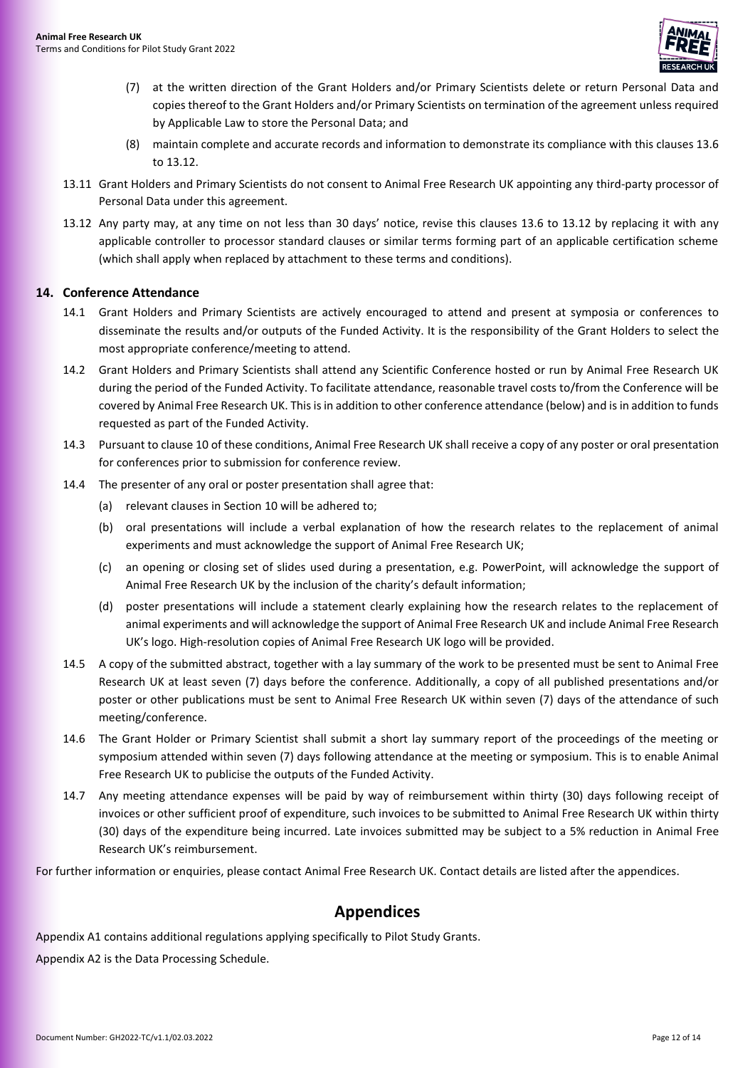(7) at the written direction of the Grant Holders and/or Primary Scientists delete or return Personal Data and copies thereof to the Grant Holders and/or Primary Scientists on termination of the agreement unless required by Applicable Law to store the Personal Data; and

(8) maintain complete and accurate records and information to demonstrate its compliance with this clauses 13.6 to 13.12.

13.11 Grant Holders and Primary Scientists do not consent to Animal Free Research UK appointing any third-party processor of Personal Data under this agreement.

13.12 Any party may, at any time on not less than 30 days' notice, revise this clauses 13.6 to 13.12 by replacing it with any applicable controller to processor standard clauses or similar terms forming part of an applicable certification scheme (which shall apply when replaced by attachment to these terms and conditions).

## 14. Conference Attendance

14.1 Grant Holders and Primary Scientists are actively encouraged to attend and present at symposia or conferences to disseminate the results and/or outputs of the Funded Activity. It is the responsibility of the Grant Holders to select the most appropriate conference/meeting to attend.

14.2 Grant Holders and Primary Scientists shall attend any Scientific Conference hosted or run by Animal Free Research UK during the period of the Funded Activity. To facilitate attendance, reasonable travel costs to/from the Conference will be covered by Animal Free Research UK. This is in addition to other conference attendance (below) and is in addition to funds requested as part of the Funded Activity.

14.3 Pursuant to clause 10 of these conditions, Animal Free Research UK shall receive a copy of any poster or oral presentation for conferences prior to submission for conference review.

14.4 The presenter of any oral or poster presentation shall agree that:

(a) relevant clauses in Section 10 will be adhered to;

(b) oral presentations will include a verbal explanation of how the research relates to the replacement of animal experiments and must acknowledge the support of Animal Free Research UK;

(c) an opening or closing set of slides used during a presentation, e.g. PowerPoint, will acknowledge the support of Animal Free Research UK by the inclusion of the charity's default information;

(d) poster presentations will include a statement clearly explaining how the research relates to the replacement of animal experiments and will acknowledge the support of Animal Free Research UK and include Animal Free Research UK's logo. High-resolution copies of Animal Free Research UK logo will be provided.

14.5 A copy of the submitted abstract, together with a lay summary of the work to be presented must be sent to Animal Free Research UK at least seven (7) days before the conference. Additionally, a copy of all published presentations and/or poster or other publications must be sent to Animal Free Research UK within seven (7) days of the attendance of such meeting/conference.

14.6 The Grant Holder or Primary Scientist shall submit a short lay summary report of the proceedings of the meeting or symposium attended within seven (7) days following attendance at the meeting or symposium. This is to enable Animal Free Research UK to publicise the outputs of the Funded Activity.

14.7 Any meeting attendance expenses will be paid by way of reimbursement within thirty (30) days following receipt of invoices or other sufficient proof of expenditure, such invoices to be submitted to Animal Free Research UK within thirty (30) days of the expenditure being incurred. Late invoices submitted may be subject to a 5% reduction in Animal Free Research UK's reimbursement.

For further information or enquiries, please contact Animal Free Research UK. Contact details are listed after the appendices.

# Appendices

Appendix A1 contains additional regulations applying specifically to Pilot Study Grants.

Appendix A2 is the Data Processing Schedule.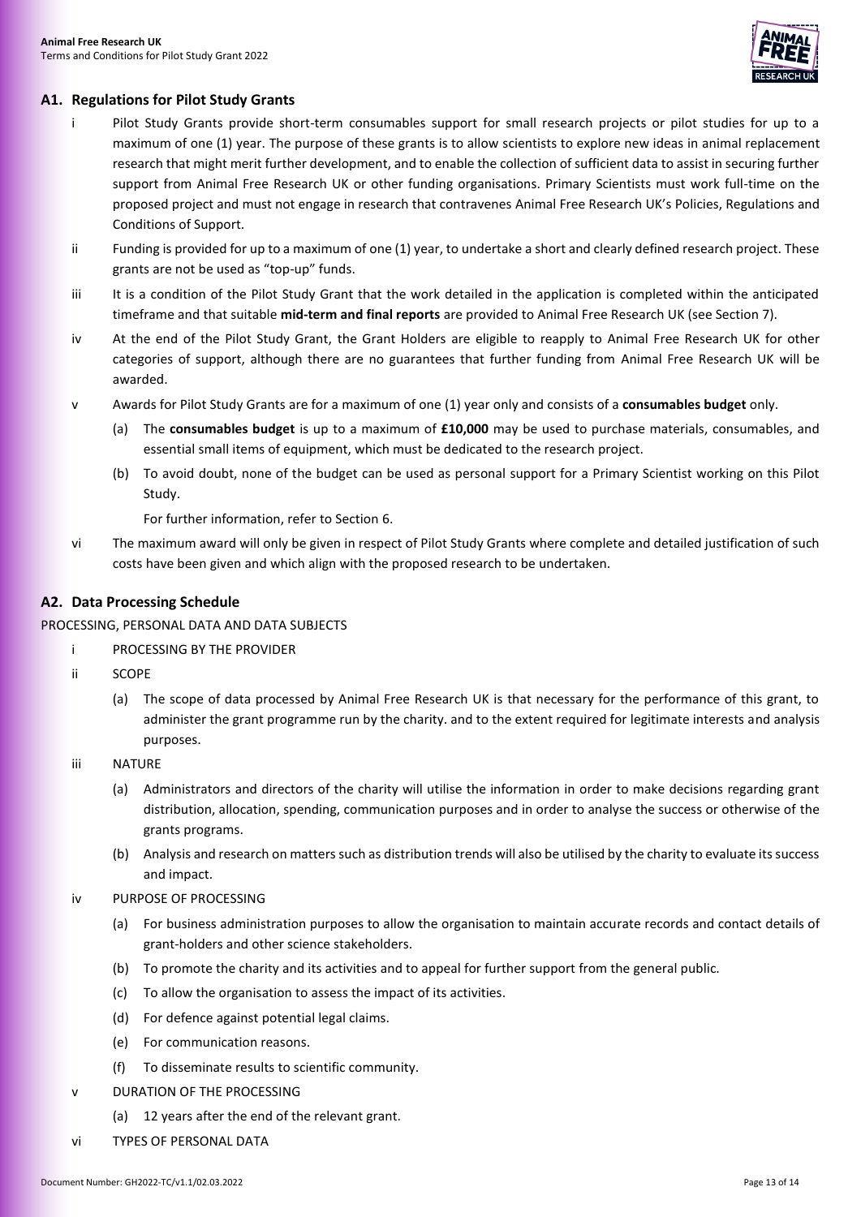## A1. Regulations for Pilot Study Grants

i Pilot Study Grants provide short-term consumables support for small research projects or pilot studies for up to a maximum of one (1) year. The purpose of these grants is to allow scientists to explore new ideas in animal replacement research that might merit further development, and to enable the collection of sufficient data to assist in securing further support from Animal Free Research UK or other funding organisations. Primary Scientists must work full-time on the proposed project and must not engage in research that contravenes Animal Free Research UK's Policies, Regulations and Conditions of Support.

ii Funding is provided for up to a maximum of one (1) year, to undertake a short and clearly defined research project. These grants are not be used as "top-up" funds.

iii It is a condition of the Pilot Study Grant that the work detailed in the application is completed within the anticipated timeframe and that suitable **mid-term and final reports** are provided to Animal Free Research UK (see Section 7).

iv At the end of the Pilot Study Grant, the Grant Holders are eligible to reapply to Animal Free Research UK for other categories of support, although there are no guarantees that further funding from Animal Free Research UK will be awarded.

v Awards for Pilot Study Grants are for a maximum of one (1) year only and consists of a **consumables budget** only.

(a) The **consumables budget** is up to a maximum of **£10,000** may be used to purchase materials, consumables, and essential small items of equipment, which must be dedicated to the research project.

(b) To avoid doubt, none of the budget can be used as personal support for a Primary Scientist working on this Pilot Study.

For further information, refer to Section 6.

vi The maximum award will only be given in respect of Pilot Study Grants where complete and detailed justification of such costs have been given and which align with the proposed research to be undertaken.

## A2. Data Processing Schedule

PROCESSING, PERSONAL DATA AND DATA SUBJECTS

i PROCESSING BY THE PROVIDER

ii SCOPE

(a) The scope of data processed by Animal Free Research UK is that necessary for the performance of this grant, to administer the grant programme run by the charity. and to the extent required for legitimate interests and analysis purposes.

iii NATURE

(a) Administrators and directors of the charity will utilise the information in order to make decisions regarding grant distribution, allocation, spending, communication purposes and in order to analyse the success or otherwise of the grants programs.

(b) Analysis and research on matters such as distribution trends will also be utilised by the charity to evaluate its success and impact.

iv PURPOSE OF PROCESSING

(a) For business administration purposes to allow the organisation to maintain accurate records and contact details of grant-holders and other science stakeholders.

(b) To promote the charity and its activities and to appeal for further support from the general public.

(c) To allow the organisation to assess the impact of its activities.

(d) For defence against potential legal claims.

(e) For communication reasons.

(f) To disseminate results to scientific community.

v DURATION OF THE PROCESSING

(a) 12 years after the end of the relevant grant.

vi TYPES OF PERSONAL DATA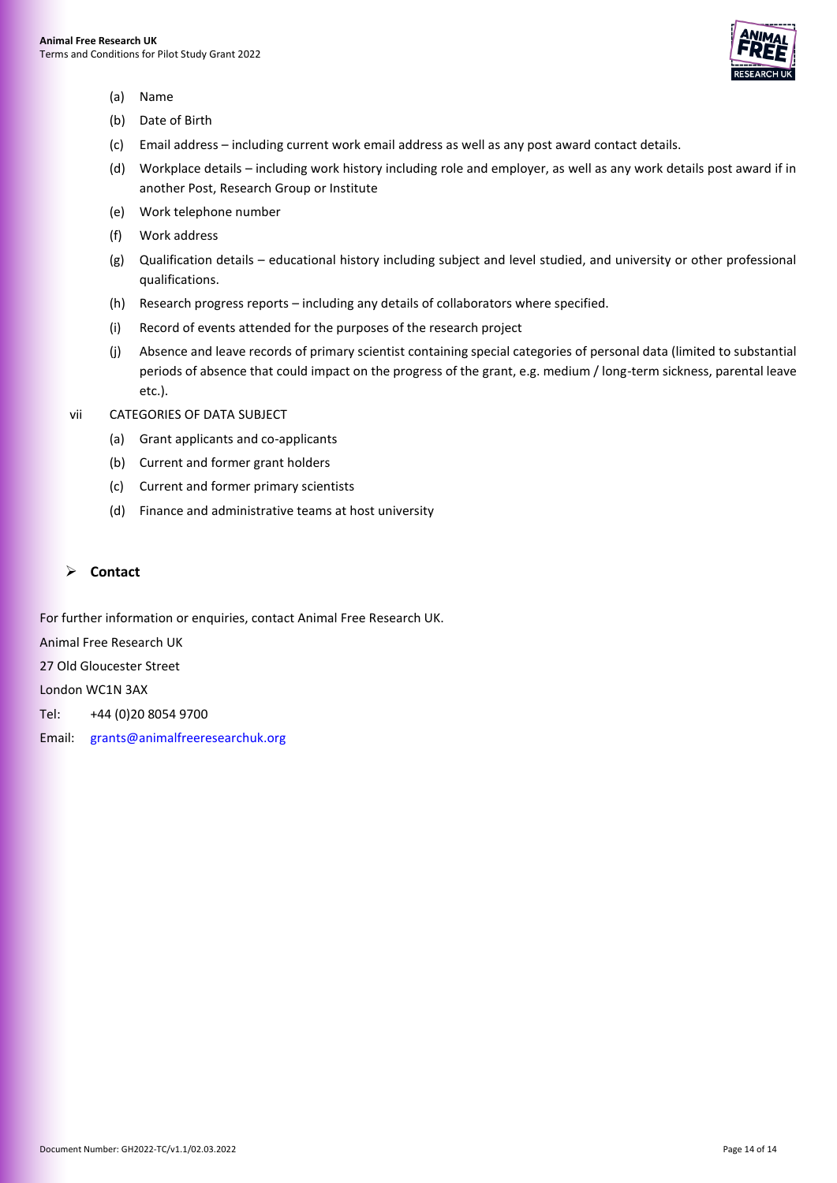(a) Name

(b) Date of Birth

(c) Email address – including current work email address as well as any post award contact details.

(d) Workplace details – including work history including role and employer, as well as any work details post award if in another Post, Research Group or Institute

(e) Work telephone number

(f) Work address

(g) Qualification details – educational history including subject and level studied, and university or other professional qualifications.

(h) Research progress reports – including any details of collaborators where specified.

(i) Record of events attended for the purposes of the research project

(j) Absence and leave records of primary scientist containing special categories of personal data (limited to substantial periods of absence that could impact on the progress of the grant, e.g. medium / long-term sickness, parental leave etc.).

vii CATEGORIES OF DATA SUBJECT

(a) Grant applicants and co-applicants

(b) Current and former grant holders

(c) Current and former primary scientists

(d) Finance and administrative teams at host university

## Contact

For further information or enquiries, contact Animal Free Research UK.

Animal Free Research UK

27 Old Gloucester Street

London WC1N 3AX

Tel: +44 (0)20 8054 9700

Email: grants@animalfreeresearchuk.org